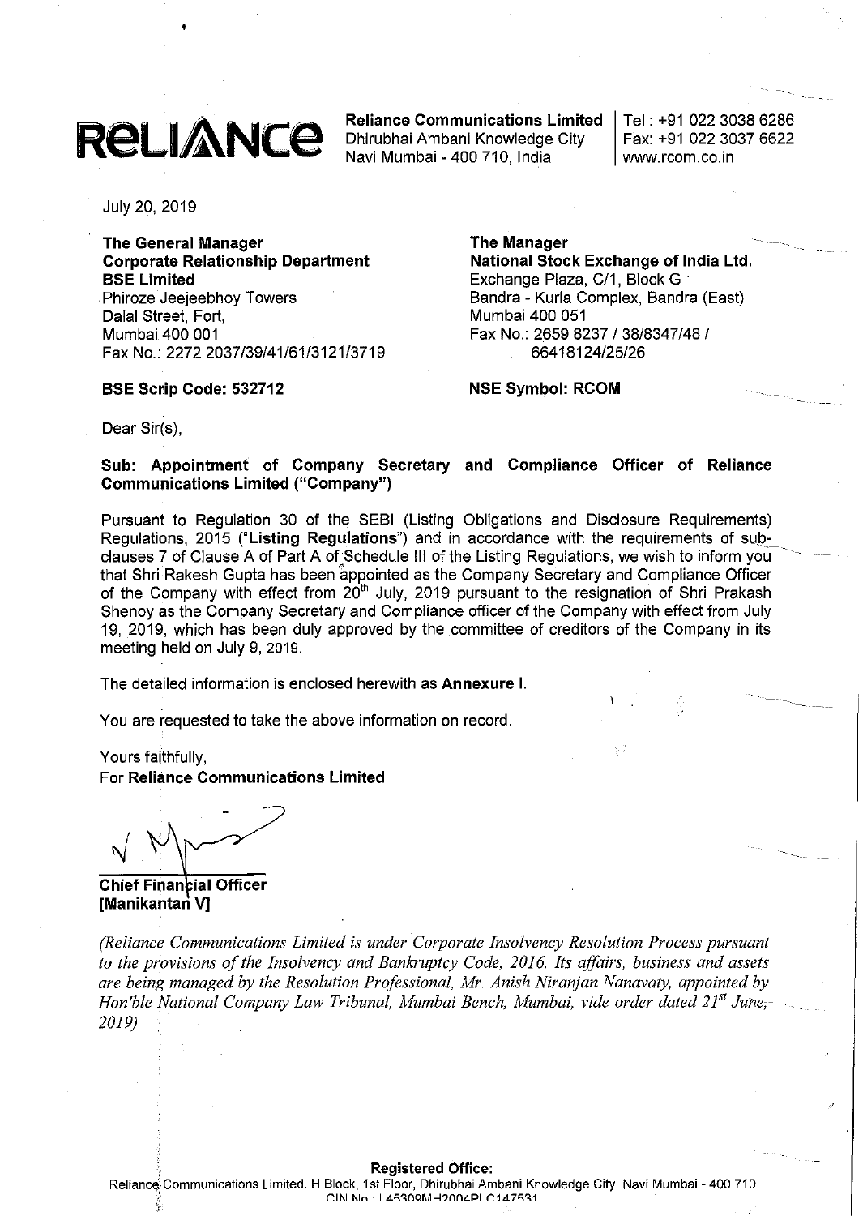**RELIANCE**

**Reliance Communications Limited**
Dhirubhai Ambani Knowledge City
Navi Mumbai - 400 710, India

Tel : +91 022 3038 6286
Fax: +91 022 3037 6622
www.rcom.co.in

July 20, 2019

**The General Manager**
**Corporate Relationship Department**
**BSE Limited**
Phiroze Jeejeebhoy Towers
Dalal Street, Fort,
Mumbai 400 001
Fax No.: 2272 2037/39/41/61/3121/3719

**BSE Scrip Code: 532712**

**The Manager**
**National Stock Exchange of India Ltd.**
Exchange Plaza, C/1, Block G
Bandra - Kurla Complex, Bandra (East)
Mumbai 400 051
Fax No.: 2659 8237 / 38/8347/48 / 66418124/25/26

**NSE Symbol: RCOM**

Dear Sir(s),

**Sub: Appointment of Company Secretary and Compliance Officer of Reliance Communications Limited ("Company")**

Pursuant to Regulation 30 of the SEBI (Listing Obligations and Disclosure Requirements) Regulations, 2015 ("**Listing Regulations**") and in accordance with the requirements of sub-clauses 7 of Clause A of Part A of Schedule III of the Listing Regulations, we wish to inform you that Shri Rakesh Gupta has been appointed as the Company Secretary and Compliance Officer of the Company with effect from 20th July, 2019 pursuant to the resignation of Shri Prakash Shenoy as the Company Secretary and Compliance officer of the Company with effect from July 19, 2019, which has been duly approved by the committee of creditors of the Company in its meeting held on July 9, 2019.

The detailed information is enclosed herewith as **Annexure I**.

You are requested to take the above information on record.

Yours faithfully,
For **Reliance Communications Limited**

**Chief Financial Officer**
**[Manikantan V]**

*(Reliance Communications Limited is under Corporate Insolvency Resolution Process pursuant to the provisions of the Insolvency and Bankruptcy Code, 2016. Its affairs, business and assets are being managed by the Resolution Professional, Mr. Anish Niranjan Nanavaty, appointed by Hon'ble National Company Law Tribunal, Mumbai Bench, Mumbai, vide order dated 21st June, 2019)*

**Registered Office:**
Reliance Communications Limited. H Block, 1st Floor, Dhirubhai Ambani Knowledge City, Navi Mumbai - 400 710
CIN No.: L45309MH2004PLC147531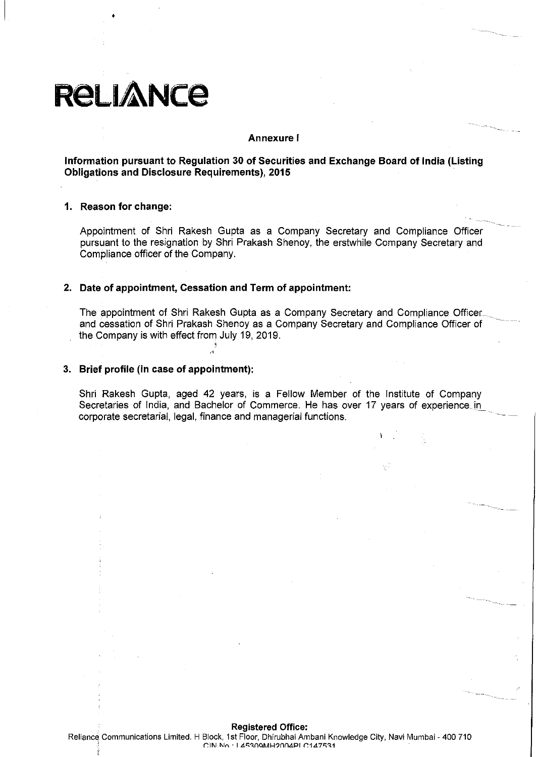RELIANCE

## Annexure I

**Information pursuant to Regulation 30 of Securities and Exchange Board of India (Listing Obligations and Disclosure Requirements), 2015**

**1. Reason for change:**

Appointment of Shri Rakesh Gupta as a Company Secretary and Compliance Officer pursuant to the resignation by Shri Prakash Shenoy, the erstwhile Company Secretary and Compliance officer of the Company.

**2. Date of appointment, Cessation and Term of appointment:**

The appointment of Shri Rakesh Gupta as a Company Secretary and Compliance Officer and cessation of Shri Prakash Shenoy as a Company Secretary and Compliance Officer of the Company is with effect from July 19, 2019.

**3. Brief profile (in case of appointment):**

Shri Rakesh Gupta, aged 42 years, is a Fellow Member of the Institute of Company Secretaries of India, and Bachelor of Commerce. He has over 17 years of experience in corporate secretarial, legal, finance and managerial functions.

**Registered Office:**
Reliance Communications Limited. H Block, 1st Floor, Dhirubhai Ambani Knowledge City, Navi Mumbai - 400 710
CIN No : L45309MH2004PLC147531